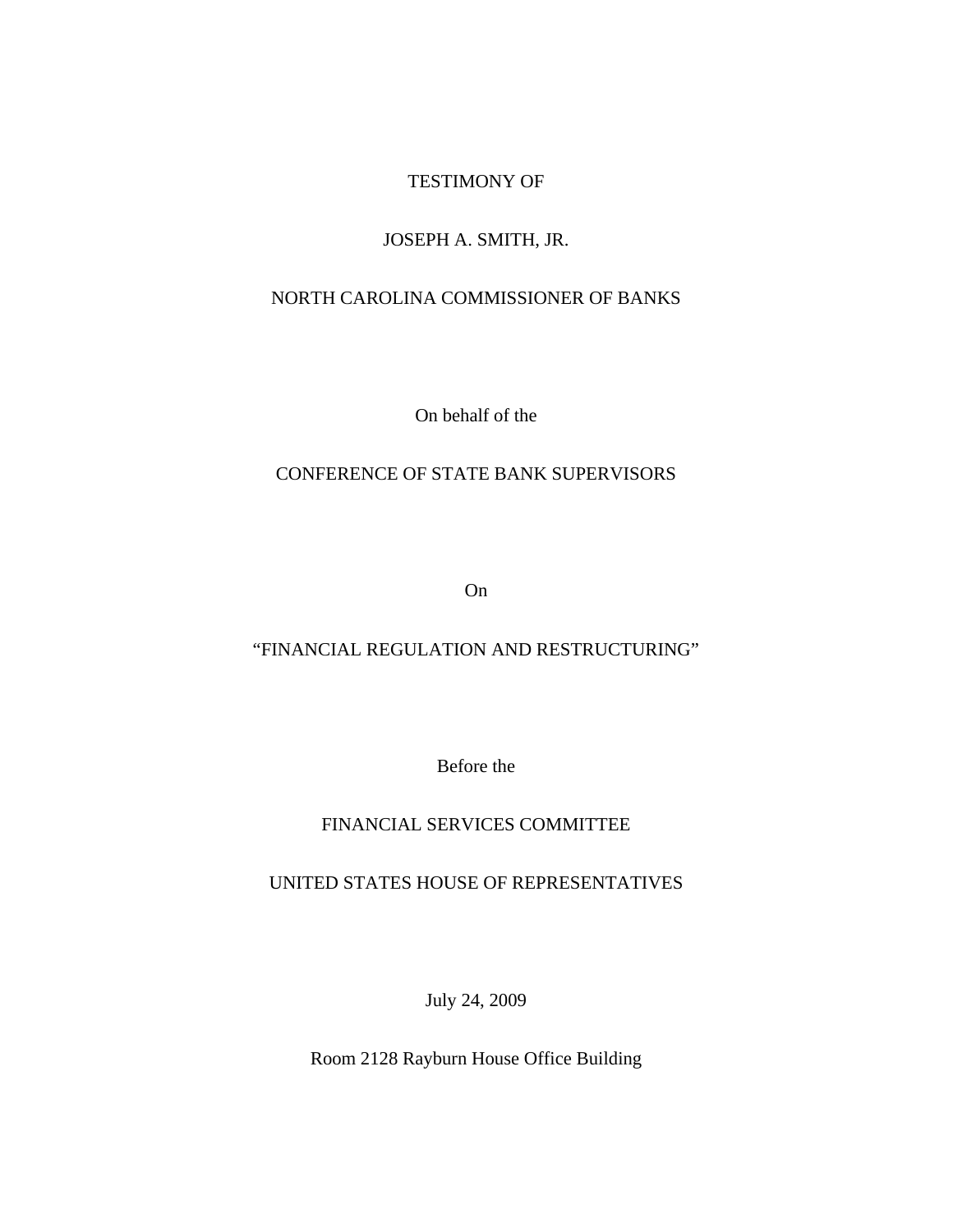TESTIMONY OF

JOSEPH A. SMITH, JR.

NORTH CAROLINA COMMISSIONER OF BANKS

On behalf of the

CONFERENCE OF STATE BANK SUPERVISORS

On

"FINANCIAL REGULATION AND RESTRUCTURING"

Before the

FINANCIAL SERVICES COMMITTEE

UNITED STATES HOUSE OF REPRESENTATIVES

July 24, 2009

Room 2128 Rayburn House Office Building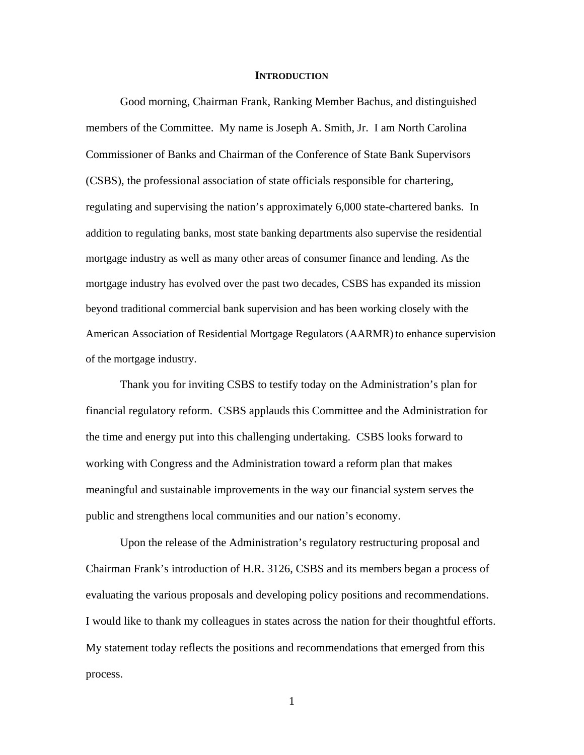# INTRODUCTION

Good morning, Chairman Frank, Ranking Member Bachus, and distinguished members of the Committee. My name is Joseph A. Smith, Jr. I am North Carolina Commissioner of Banks and Chairman of the Conference of State Bank Supervisors (CSBS), the professional association of state officials responsible for chartering, regulating and supervising the nation's approximately 6,000 state-chartered banks. In addition to regulating banks, most state banking departments also supervise the residential mortgage industry as well as many other areas of consumer finance and lending. As the mortgage industry has evolved over the past two decades, CSBS has expanded its mission beyond traditional commercial bank supervision and has been working closely with the American Association of Residential Mortgage Regulators (AARMR) to enhance supervision of the mortgage industry.

Thank you for inviting CSBS to testify today on the Administration's plan for financial regulatory reform. CSBS applauds this Committee and the Administration for the time and energy put into this challenging undertaking. CSBS looks forward to working with Congress and the Administration toward a reform plan that makes meaningful and sustainable improvements in the way our financial system serves the public and strengthens local communities and our nation's economy.

Upon the release of the Administration's regulatory restructuring proposal and Chairman Frank's introduction of H.R. 3126, CSBS and its members began a process of evaluating the various proposals and developing policy positions and recommendations. I would like to thank my colleagues in states across the nation for their thoughtful efforts. My statement today reflects the positions and recommendations that emerged from this process.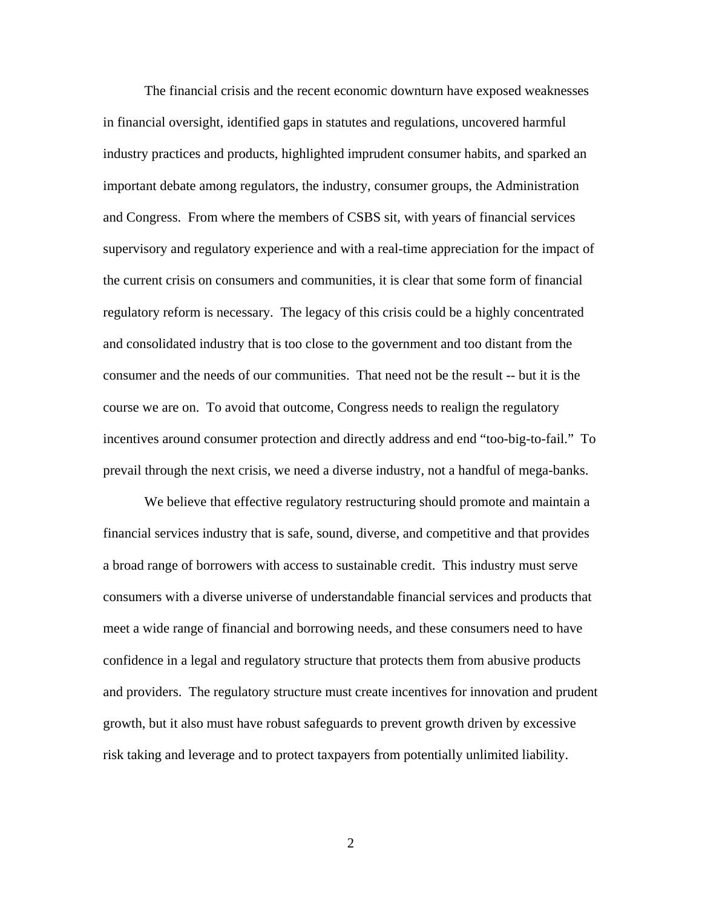The financial crisis and the recent economic downturn have exposed weaknesses in financial oversight, identified gaps in statutes and regulations, uncovered harmful industry practices and products, highlighted imprudent consumer habits, and sparked an important debate among regulators, the industry, consumer groups, the Administration and Congress. From where the members of CSBS sit, with years of financial services supervisory and regulatory experience and with a real-time appreciation for the impact of the current crisis on consumers and communities, it is clear that some form of financial regulatory reform is necessary. The legacy of this crisis could be a highly concentrated and consolidated industry that is too close to the government and too distant from the consumer and the needs of our communities. That need not be the result -- but it is the course we are on. To avoid that outcome, Congress needs to realign the regulatory incentives around consumer protection and directly address and end "too-big-to-fail." To prevail through the next crisis, we need a diverse industry, not a handful of mega-banks.

We believe that effective regulatory restructuring should promote and maintain a financial services industry that is safe, sound, diverse, and competitive and that provides a broad range of borrowers with access to sustainable credit. This industry must serve consumers with a diverse universe of understandable financial services and products that meet a wide range of financial and borrowing needs, and these consumers need to have confidence in a legal and regulatory structure that protects them from abusive products and providers. The regulatory structure must create incentives for innovation and prudent growth, but it also must have robust safeguards to prevent growth driven by excessive risk taking and leverage and to protect taxpayers from potentially unlimited liability.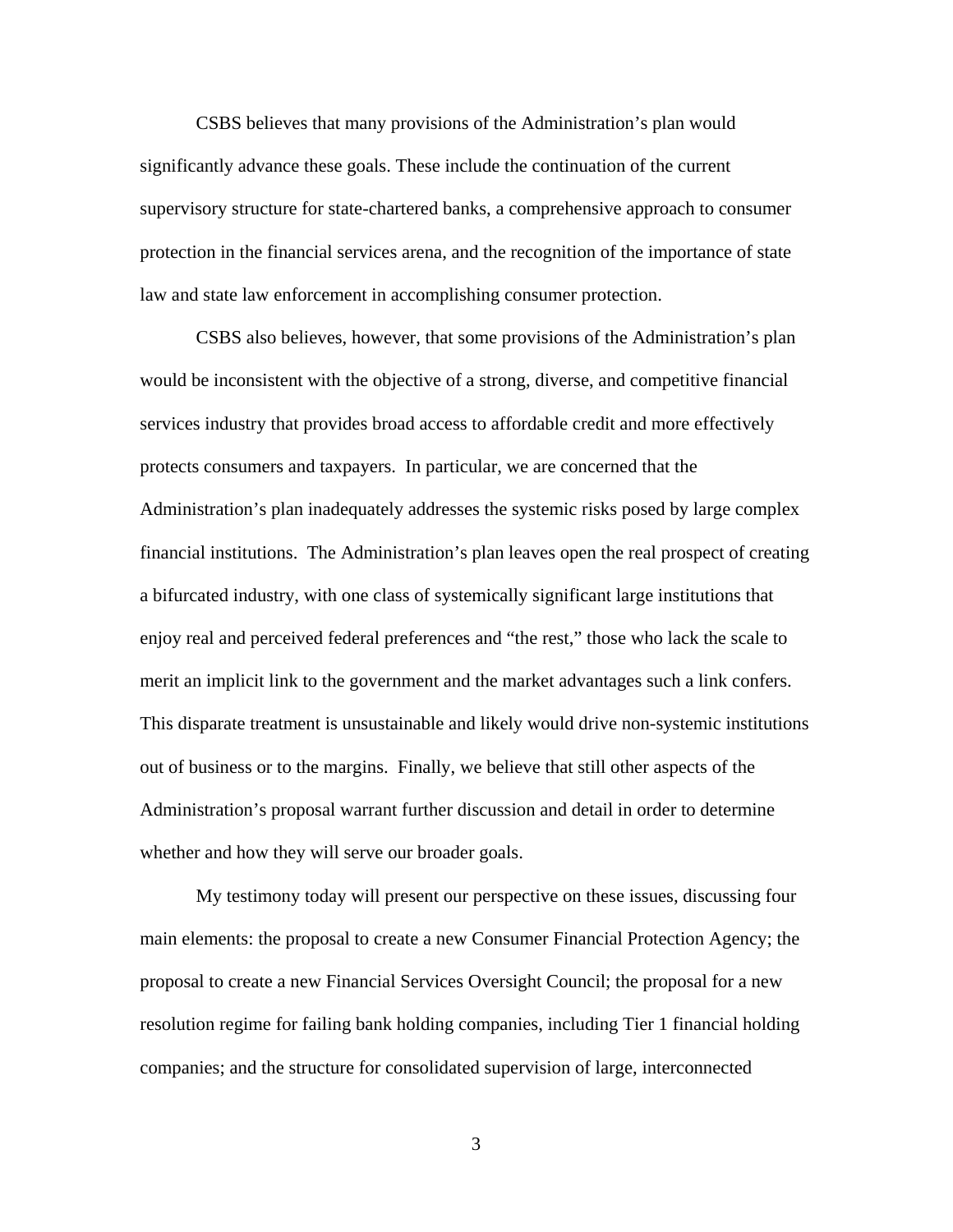CSBS believes that many provisions of the Administration's plan would significantly advance these goals. These include the continuation of the current supervisory structure for state-chartered banks, a comprehensive approach to consumer protection in the financial services arena, and the recognition of the importance of state law and state law enforcement in accomplishing consumer protection.

CSBS also believes, however, that some provisions of the Administration's plan would be inconsistent with the objective of a strong, diverse, and competitive financial services industry that provides broad access to affordable credit and more effectively protects consumers and taxpayers. In particular, we are concerned that the Administration's plan inadequately addresses the systemic risks posed by large complex financial institutions. The Administration's plan leaves open the real prospect of creating a bifurcated industry, with one class of systemically significant large institutions that enjoy real and perceived federal preferences and "the rest," those who lack the scale to merit an implicit link to the government and the market advantages such a link confers. This disparate treatment is unsustainable and likely would drive non-systemic institutions out of business or to the margins. Finally, we believe that still other aspects of the Administration's proposal warrant further discussion and detail in order to determine whether and how they will serve our broader goals.

My testimony today will present our perspective on these issues, discussing four main elements: the proposal to create a new Consumer Financial Protection Agency; the proposal to create a new Financial Services Oversight Council; the proposal for a new resolution regime for failing bank holding companies, including Tier 1 financial holding companies; and the structure for consolidated supervision of large, interconnected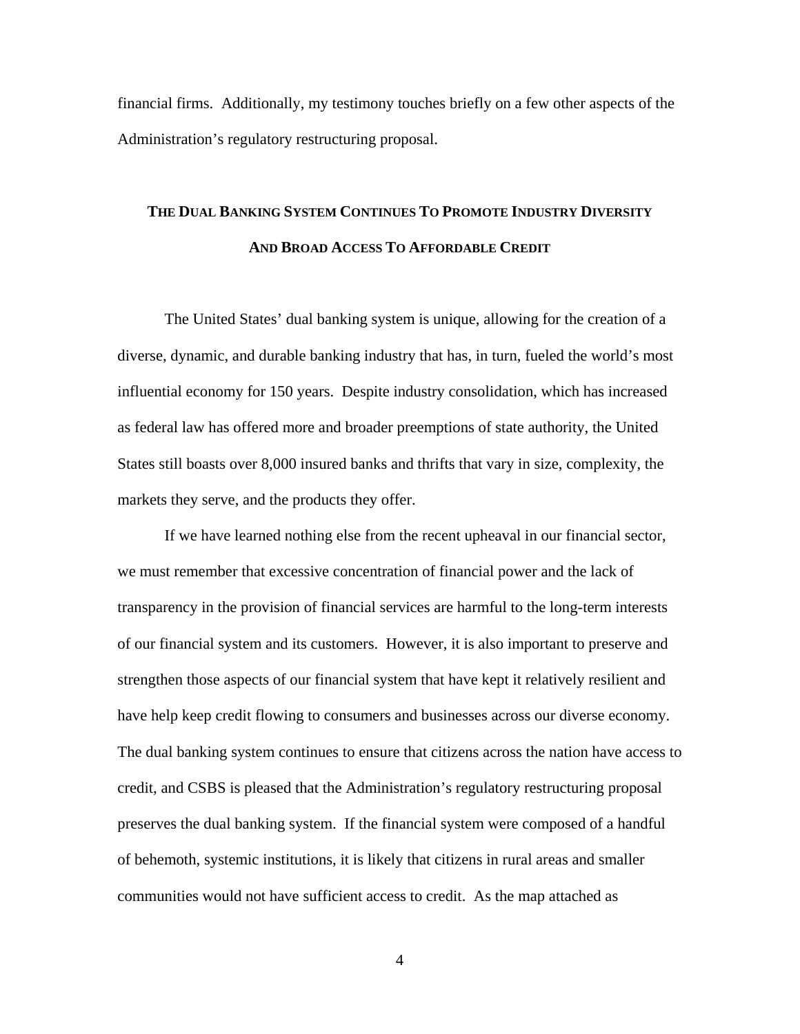financial firms. Additionally, my testimony touches briefly on a few other aspects of the Administration's regulatory restructuring proposal.

## THE DUAL BANKING SYSTEM CONTINUES TO PROMOTE INDUSTRY DIVERSITY AND BROAD ACCESS TO AFFORDABLE CREDIT

The United States' dual banking system is unique, allowing for the creation of a diverse, dynamic, and durable banking industry that has, in turn, fueled the world's most influential economy for 150 years. Despite industry consolidation, which has increased as federal law has offered more and broader preemptions of state authority, the United States still boasts over 8,000 insured banks and thrifts that vary in size, complexity, the markets they serve, and the products they offer.

If we have learned nothing else from the recent upheaval in our financial sector, we must remember that excessive concentration of financial power and the lack of transparency in the provision of financial services are harmful to the long-term interests of our financial system and its customers. However, it is also important to preserve and strengthen those aspects of our financial system that have kept it relatively resilient and have help keep credit flowing to consumers and businesses across our diverse economy. The dual banking system continues to ensure that citizens across the nation have access to credit, and CSBS is pleased that the Administration's regulatory restructuring proposal preserves the dual banking system. If the financial system were composed of a handful of behemoth, systemic institutions, it is likely that citizens in rural areas and smaller communities would not have sufficient access to credit. As the map attached as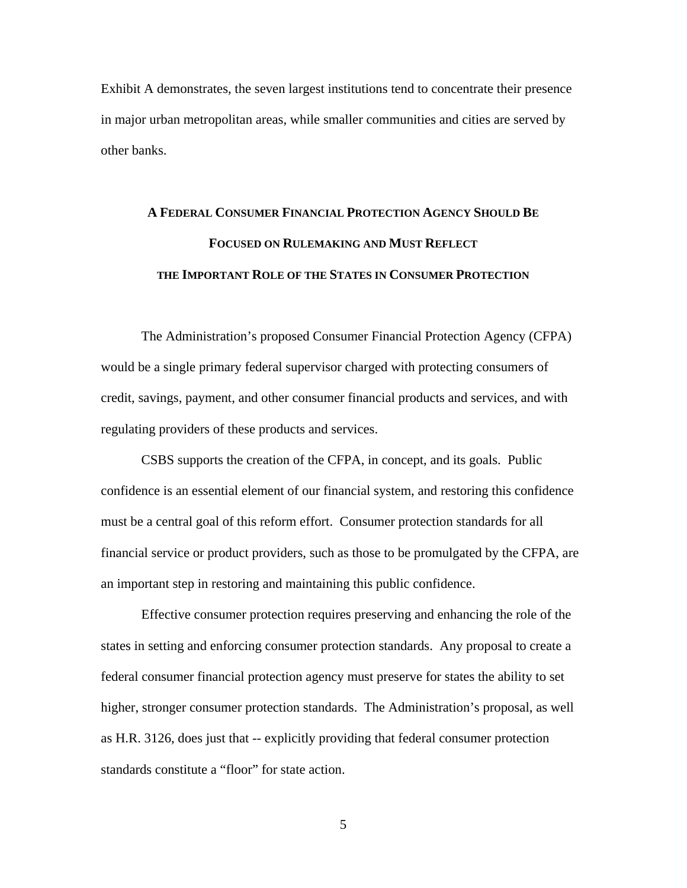Exhibit A demonstrates, the seven largest institutions tend to concentrate their presence in major urban metropolitan areas, while smaller communities and cities are served by other banks.

## A Federal Consumer Financial Protection Agency Should Be Focused on Rulemaking and Must Reflect the Important Role of the States in Consumer Protection

The Administration's proposed Consumer Financial Protection Agency (CFPA) would be a single primary federal supervisor charged with protecting consumers of credit, savings, payment, and other consumer financial products and services, and with regulating providers of these products and services.

CSBS supports the creation of the CFPA, in concept, and its goals. Public confidence is an essential element of our financial system, and restoring this confidence must be a central goal of this reform effort. Consumer protection standards for all financial service or product providers, such as those to be promulgated by the CFPA, are an important step in restoring and maintaining this public confidence.

Effective consumer protection requires preserving and enhancing the role of the states in setting and enforcing consumer protection standards. Any proposal to create a federal consumer financial protection agency must preserve for states the ability to set higher, stronger consumer protection standards. The Administration's proposal, as well as H.R. 3126, does just that -- explicitly providing that federal consumer protection standards constitute a "floor" for state action.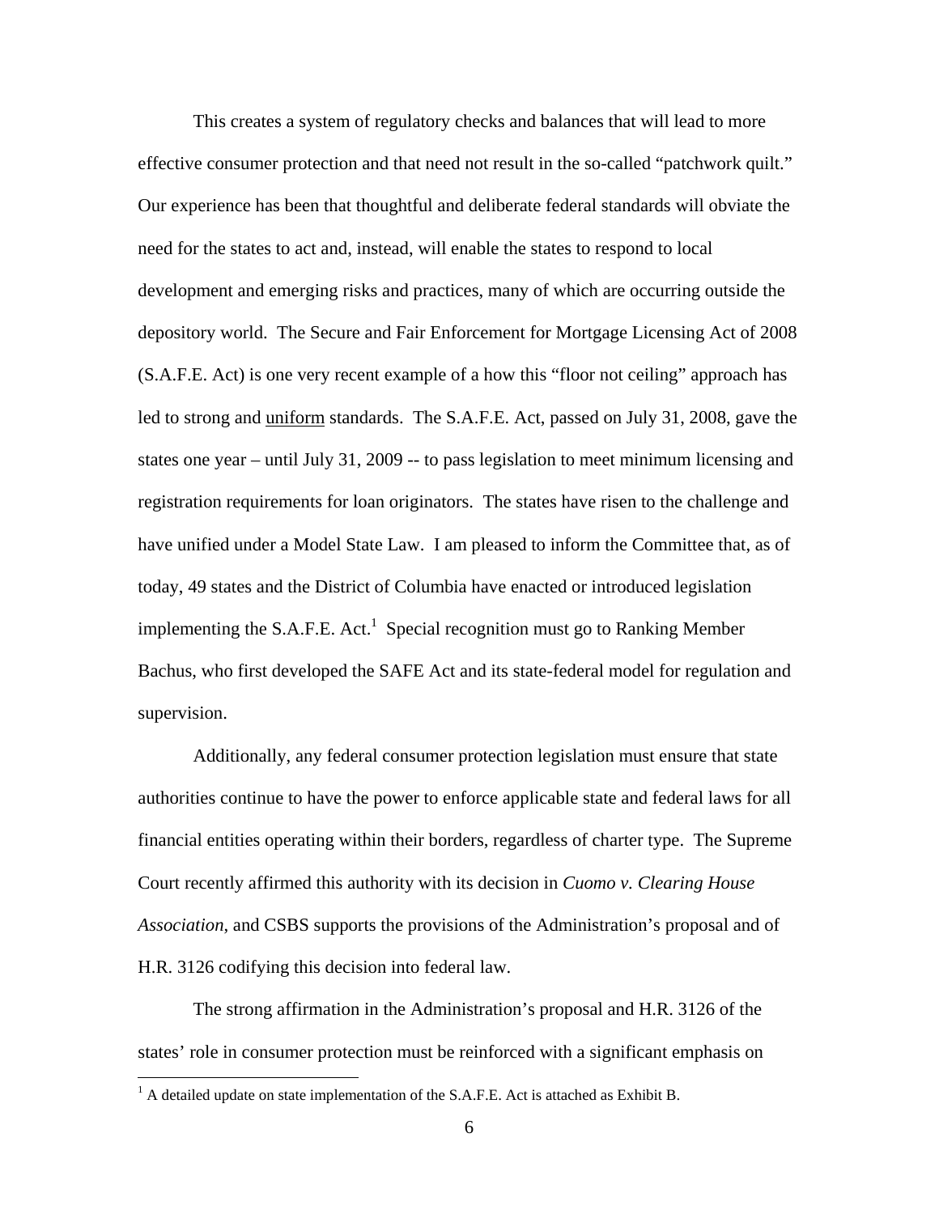This creates a system of regulatory checks and balances that will lead to more effective consumer protection and that need not result in the so-called "patchwork quilt." Our experience has been that thoughtful and deliberate federal standards will obviate the need for the states to act and, instead, will enable the states to respond to local development and emerging risks and practices, many of which are occurring outside the depository world. The Secure and Fair Enforcement for Mortgage Licensing Act of 2008 (S.A.F.E. Act) is one very recent example of a how this "floor not ceiling" approach has led to strong and uniform standards. The S.A.F.E. Act, passed on July 31, 2008, gave the states one year – until July 31, 2009 -- to pass legislation to meet minimum licensing and registration requirements for loan originators. The states have risen to the challenge and have unified under a Model State Law. I am pleased to inform the Committee that, as of today, 49 states and the District of Columbia have enacted or introduced legislation implementing the S.A.F.E. Act.[1] Special recognition must go to Ranking Member Bachus, who first developed the SAFE Act and its state-federal model for regulation and supervision.

Additionally, any federal consumer protection legislation must ensure that state authorities continue to have the power to enforce applicable state and federal laws for all financial entities operating within their borders, regardless of charter type. The Supreme Court recently affirmed this authority with its decision in *Cuomo v. Clearing House Association*, and CSBS supports the provisions of the Administration's proposal and of H.R. 3126 codifying this decision into federal law.

The strong affirmation in the Administration's proposal and H.R. 3126 of the states' role in consumer protection must be reinforced with a significant emphasis on

[1] A detailed update on state implementation of the S.A.F.E. Act is attached as Exhibit B.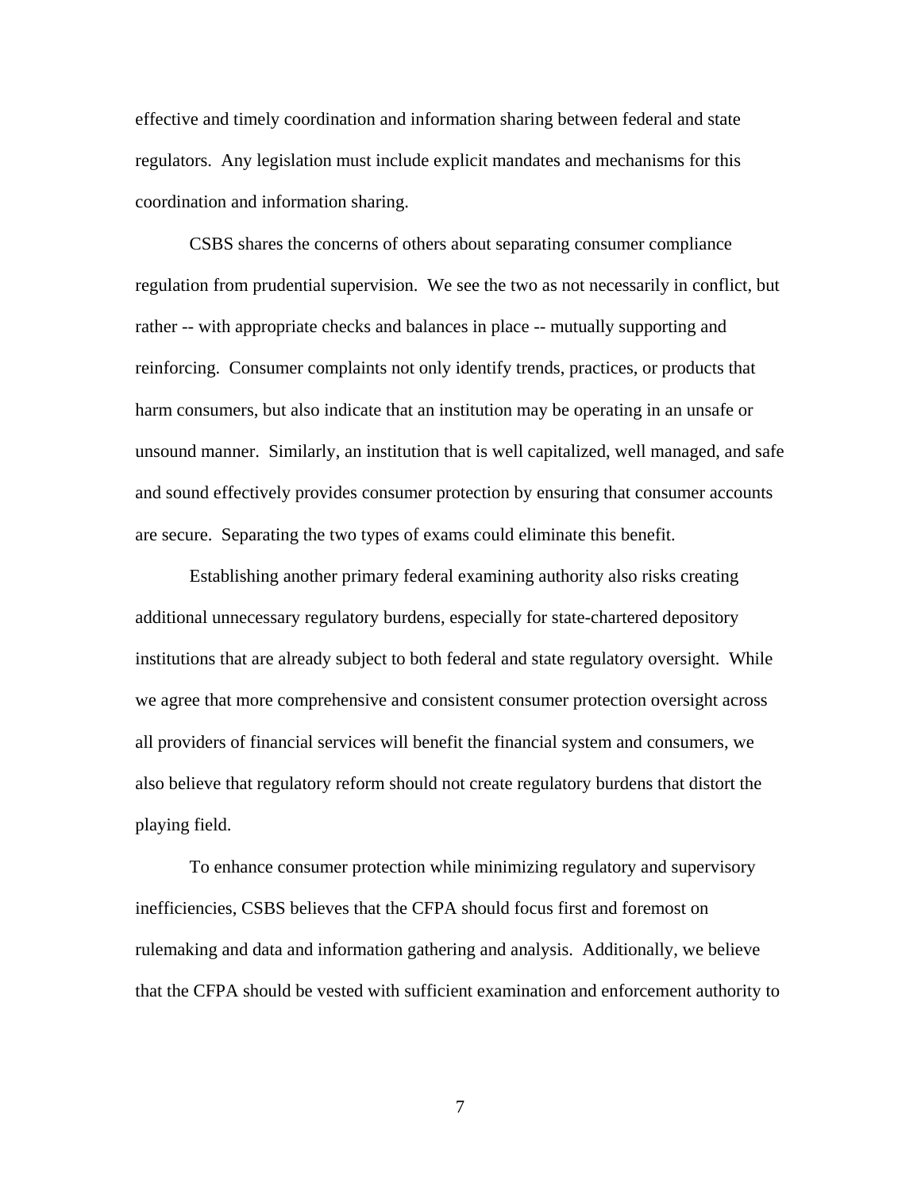effective and timely coordination and information sharing between federal and state regulators. Any legislation must include explicit mandates and mechanisms for this coordination and information sharing.

CSBS shares the concerns of others about separating consumer compliance regulation from prudential supervision. We see the two as not necessarily in conflict, but rather -- with appropriate checks and balances in place -- mutually supporting and reinforcing. Consumer complaints not only identify trends, practices, or products that harm consumers, but also indicate that an institution may be operating in an unsafe or unsound manner. Similarly, an institution that is well capitalized, well managed, and safe and sound effectively provides consumer protection by ensuring that consumer accounts are secure. Separating the two types of exams could eliminate this benefit.

Establishing another primary federal examining authority also risks creating additional unnecessary regulatory burdens, especially for state-chartered depository institutions that are already subject to both federal and state regulatory oversight. While we agree that more comprehensive and consistent consumer protection oversight across all providers of financial services will benefit the financial system and consumers, we also believe that regulatory reform should not create regulatory burdens that distort the playing field.

To enhance consumer protection while minimizing regulatory and supervisory inefficiencies, CSBS believes that the CFPA should focus first and foremost on rulemaking and data and information gathering and analysis. Additionally, we believe that the CFPA should be vested with sufficient examination and enforcement authority to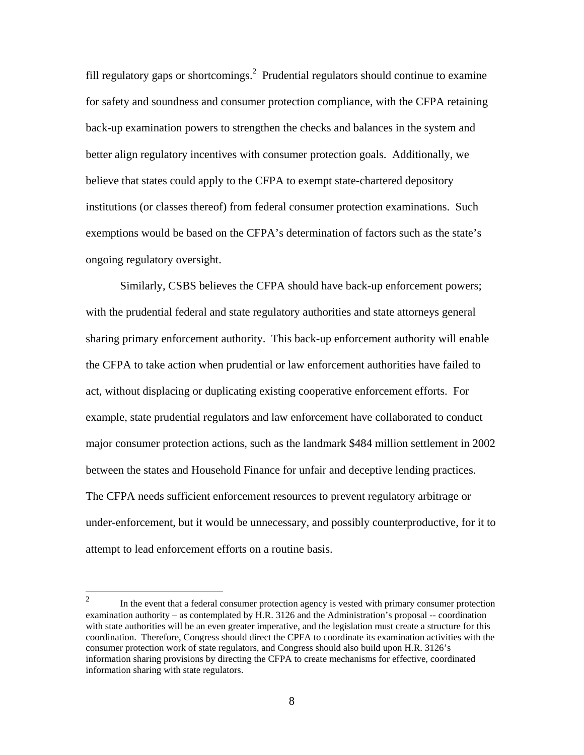fill regulatory gaps or shortcomings.[2] Prudential regulators should continue to examine for safety and soundness and consumer protection compliance, with the CFPA retaining back-up examination powers to strengthen the checks and balances in the system and better align regulatory incentives with consumer protection goals. Additionally, we believe that states could apply to the CFPA to exempt state-chartered depository institutions (or classes thereof) from federal consumer protection examinations. Such exemptions would be based on the CFPA's determination of factors such as the state's ongoing regulatory oversight.

Similarly, CSBS believes the CFPA should have back-up enforcement powers; with the prudential federal and state regulatory authorities and state attorneys general sharing primary enforcement authority. This back-up enforcement authority will enable the CFPA to take action when prudential or law enforcement authorities have failed to act, without displacing or duplicating existing cooperative enforcement efforts. For example, state prudential regulators and law enforcement have collaborated to conduct major consumer protection actions, such as the landmark $484 million settlement in 2002 between the states and Household Finance for unfair and deceptive lending practices. The CFPA needs sufficient enforcement resources to prevent regulatory arbitrage or under-enforcement, but it would be unnecessary, and possibly counterproductive, for it to attempt to lead enforcement efforts on a routine basis.

[2] In the event that a federal consumer protection agency is vested with primary consumer protection examination authority – as contemplated by H.R. 3126 and the Administration's proposal -- coordination with state authorities will be an even greater imperative, and the legislation must create a structure for this coordination. Therefore, Congress should direct the CPFA to coordinate its examination activities with the consumer protection work of state regulators, and Congress should also build upon H.R. 3126's information sharing provisions by directing the CFPA to create mechanisms for effective, coordinated information sharing with state regulators.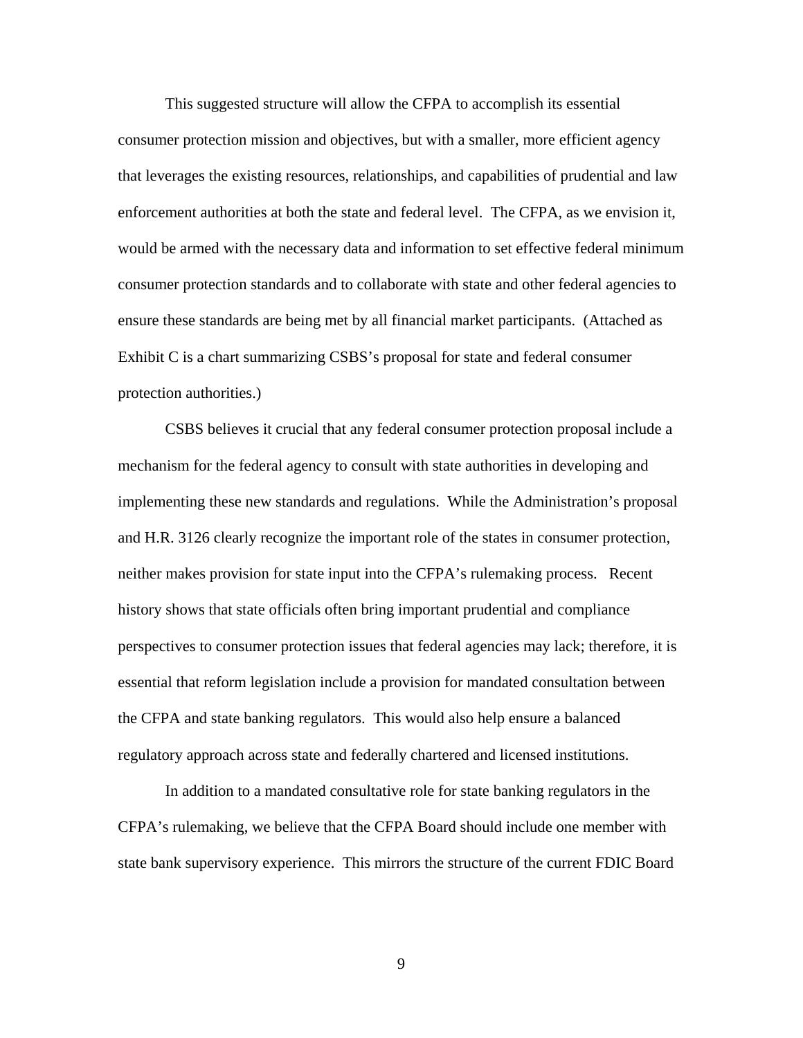This suggested structure will allow the CFPA to accomplish its essential consumer protection mission and objectives, but with a smaller, more efficient agency that leverages the existing resources, relationships, and capabilities of prudential and law enforcement authorities at both the state and federal level. The CFPA, as we envision it, would be armed with the necessary data and information to set effective federal minimum consumer protection standards and to collaborate with state and other federal agencies to ensure these standards are being met by all financial market participants. (Attached as Exhibit C is a chart summarizing CSBS's proposal for state and federal consumer protection authorities.)

CSBS believes it crucial that any federal consumer protection proposal include a mechanism for the federal agency to consult with state authorities in developing and implementing these new standards and regulations. While the Administration's proposal and H.R. 3126 clearly recognize the important role of the states in consumer protection, neither makes provision for state input into the CFPA's rulemaking process. Recent history shows that state officials often bring important prudential and compliance perspectives to consumer protection issues that federal agencies may lack; therefore, it is essential that reform legislation include a provision for mandated consultation between the CFPA and state banking regulators. This would also help ensure a balanced regulatory approach across state and federally chartered and licensed institutions.

In addition to a mandated consultative role for state banking regulators in the CFPA's rulemaking, we believe that the CFPA Board should include one member with state bank supervisory experience. This mirrors the structure of the current FDIC Board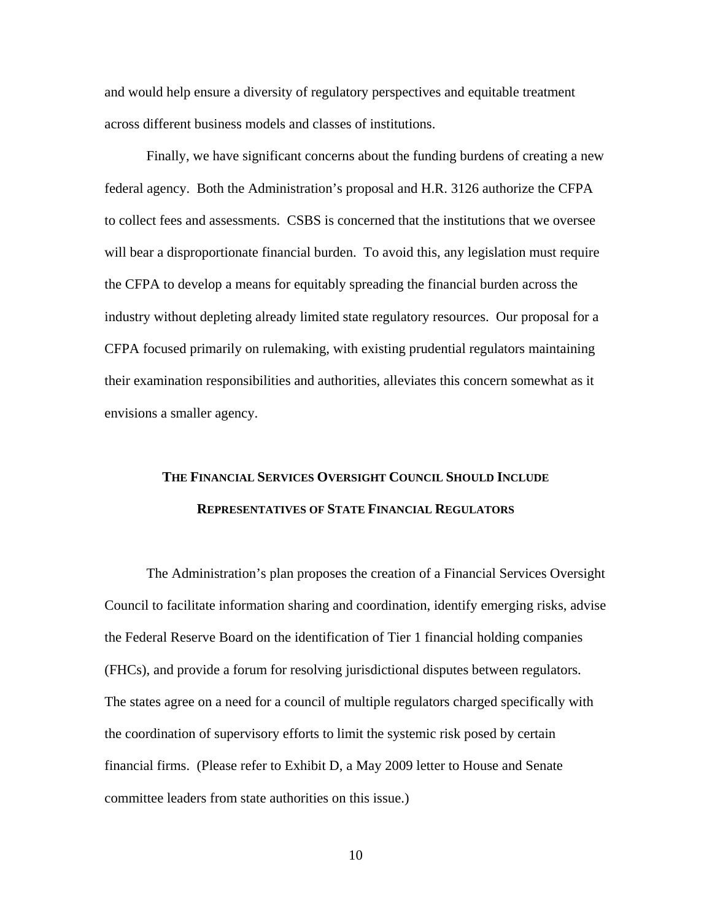and would help ensure a diversity of regulatory perspectives and equitable treatment across different business models and classes of institutions.

Finally, we have significant concerns about the funding burdens of creating a new federal agency. Both the Administration's proposal and H.R. 3126 authorize the CFPA to collect fees and assessments. CSBS is concerned that the institutions that we oversee will bear a disproportionate financial burden. To avoid this, any legislation must require the CFPA to develop a means for equitably spreading the financial burden across the industry without depleting already limited state regulatory resources. Our proposal for a CFPA focused primarily on rulemaking, with existing prudential regulators maintaining their examination responsibilities and authorities, alleviates this concern somewhat as it envisions a smaller agency.

## THE FINANCIAL SERVICES OVERSIGHT COUNCIL SHOULD INCLUDE REPRESENTATIVES OF STATE FINANCIAL REGULATORS

The Administration's plan proposes the creation of a Financial Services Oversight Council to facilitate information sharing and coordination, identify emerging risks, advise the Federal Reserve Board on the identification of Tier 1 financial holding companies (FHCs), and provide a forum for resolving jurisdictional disputes between regulators. The states agree on a need for a council of multiple regulators charged specifically with the coordination of supervisory efforts to limit the systemic risk posed by certain financial firms. (Please refer to Exhibit D, a May 2009 letter to House and Senate committee leaders from state authorities on this issue.)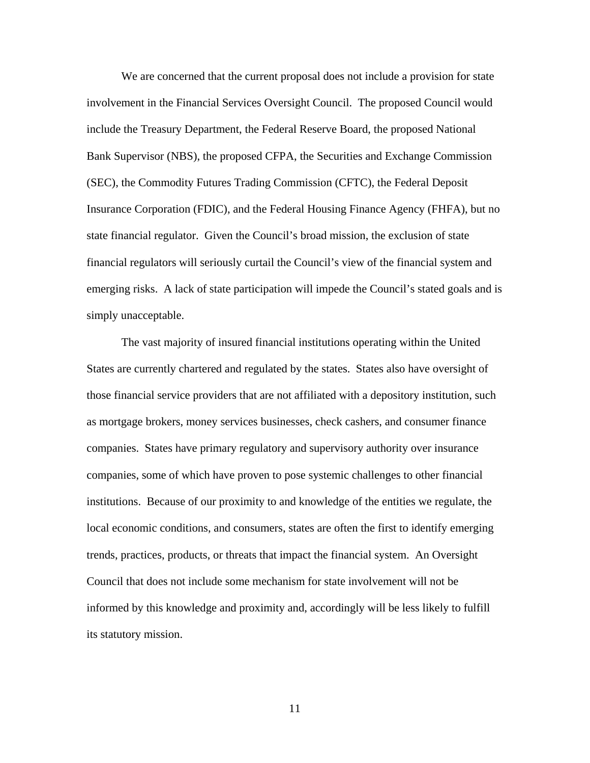We are concerned that the current proposal does not include a provision for state involvement in the Financial Services Oversight Council. The proposed Council would include the Treasury Department, the Federal Reserve Board, the proposed National Bank Supervisor (NBS), the proposed CFPA, the Securities and Exchange Commission (SEC), the Commodity Futures Trading Commission (CFTC), the Federal Deposit Insurance Corporation (FDIC), and the Federal Housing Finance Agency (FHFA), but no state financial regulator. Given the Council's broad mission, the exclusion of state financial regulators will seriously curtail the Council's view of the financial system and emerging risks. A lack of state participation will impede the Council's stated goals and is simply unacceptable.

The vast majority of insured financial institutions operating within the United States are currently chartered and regulated by the states. States also have oversight of those financial service providers that are not affiliated with a depository institution, such as mortgage brokers, money services businesses, check cashers, and consumer finance companies. States have primary regulatory and supervisory authority over insurance companies, some of which have proven to pose systemic challenges to other financial institutions. Because of our proximity to and knowledge of the entities we regulate, the local economic conditions, and consumers, states are often the first to identify emerging trends, practices, products, or threats that impact the financial system. An Oversight Council that does not include some mechanism for state involvement will not be informed by this knowledge and proximity and, accordingly will be less likely to fulfill its statutory mission.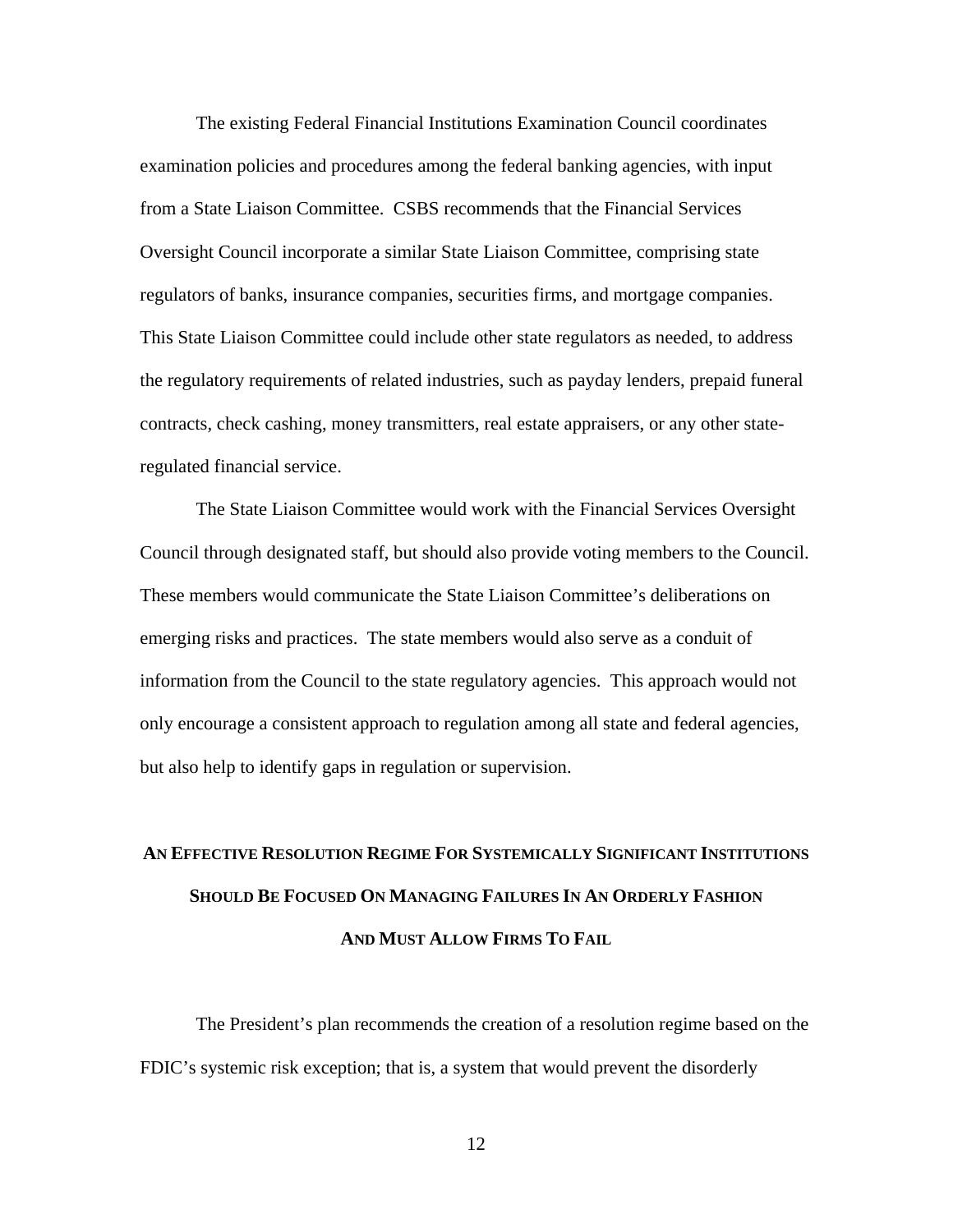The existing Federal Financial Institutions Examination Council coordinates examination policies and procedures among the federal banking agencies, with input from a State Liaison Committee. CSBS recommends that the Financial Services Oversight Council incorporate a similar State Liaison Committee, comprising state regulators of banks, insurance companies, securities firms, and mortgage companies. This State Liaison Committee could include other state regulators as needed, to address the regulatory requirements of related industries, such as payday lenders, prepaid funeral contracts, check cashing, money transmitters, real estate appraisers, or any other state-regulated financial service.

The State Liaison Committee would work with the Financial Services Oversight Council through designated staff, but should also provide voting members to the Council. These members would communicate the State Liaison Committee's deliberations on emerging risks and practices. The state members would also serve as a conduit of information from the Council to the state regulatory agencies. This approach would not only encourage a consistent approach to regulation among all state and federal agencies, but also help to identify gaps in regulation or supervision.

## An Effective Resolution Regime For Systemically Significant Institutions Should Be Focused On Managing Failures In An Orderly Fashion And Must Allow Firms To Fail

The President's plan recommends the creation of a resolution regime based on the FDIC's systemic risk exception; that is, a system that would prevent the disorderly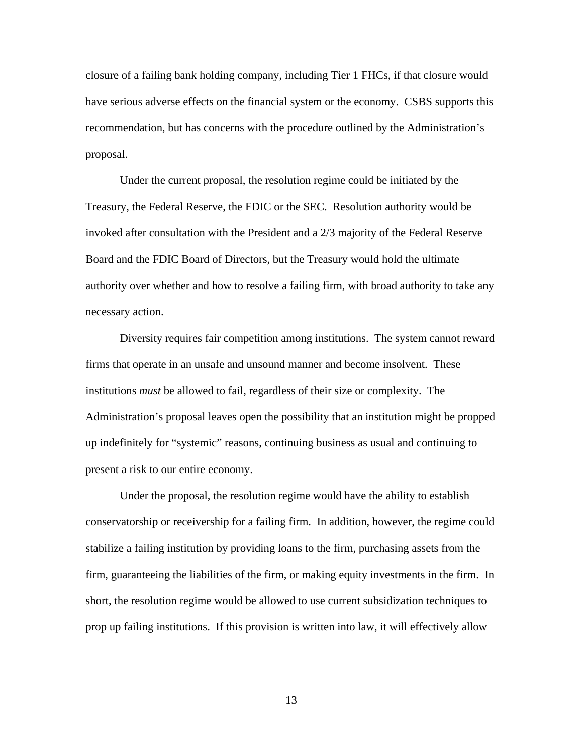closure of a failing bank holding company, including Tier 1 FHCs, if that closure would have serious adverse effects on the financial system or the economy. CSBS supports this recommendation, but has concerns with the procedure outlined by the Administration's proposal.

Under the current proposal, the resolution regime could be initiated by the Treasury, the Federal Reserve, the FDIC or the SEC. Resolution authority would be invoked after consultation with the President and a 2/3 majority of the Federal Reserve Board and the FDIC Board of Directors, but the Treasury would hold the ultimate authority over whether and how to resolve a failing firm, with broad authority to take any necessary action.

Diversity requires fair competition among institutions. The system cannot reward firms that operate in an unsafe and unsound manner and become insolvent. These institutions *must* be allowed to fail, regardless of their size or complexity. The Administration's proposal leaves open the possibility that an institution might be propped up indefinitely for "systemic" reasons, continuing business as usual and continuing to present a risk to our entire economy.

Under the proposal, the resolution regime would have the ability to establish conservatorship or receivership for a failing firm. In addition, however, the regime could stabilize a failing institution by providing loans to the firm, purchasing assets from the firm, guaranteeing the liabilities of the firm, or making equity investments in the firm. In short, the resolution regime would be allowed to use current subsidization techniques to prop up failing institutions. If this provision is written into law, it will effectively allow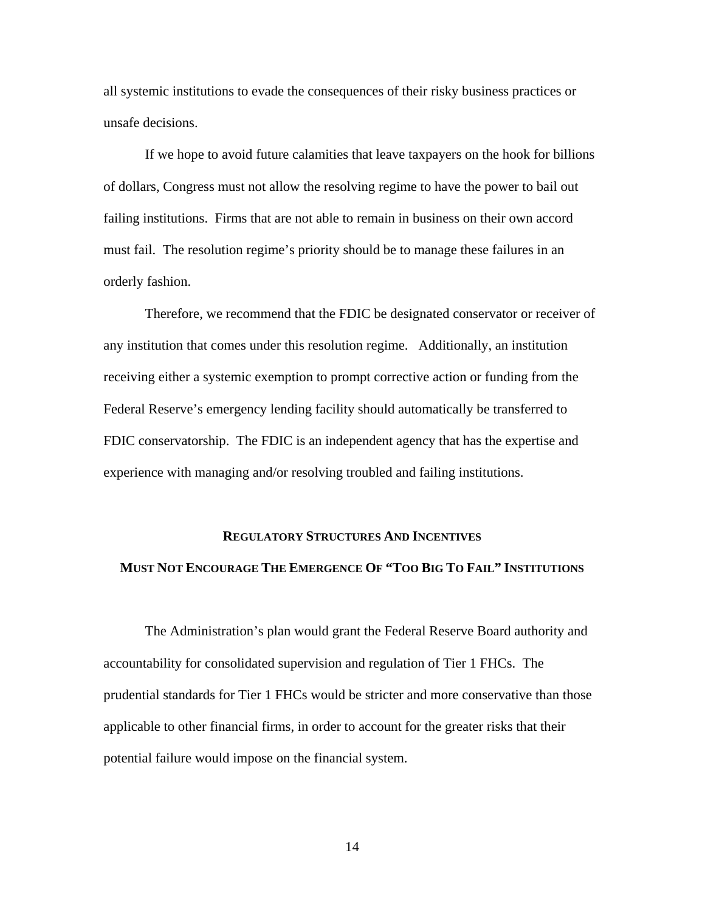all systemic institutions to evade the consequences of their risky business practices or unsafe decisions.

If we hope to avoid future calamities that leave taxpayers on the hook for billions of dollars, Congress must not allow the resolving regime to have the power to bail out failing institutions. Firms that are not able to remain in business on their own accord must fail. The resolution regime's priority should be to manage these failures in an orderly fashion.

Therefore, we recommend that the FDIC be designated conservator or receiver of any institution that comes under this resolution regime. Additionally, an institution receiving either a systemic exemption to prompt corrective action or funding from the Federal Reserve's emergency lending facility should automatically be transferred to FDIC conservatorship. The FDIC is an independent agency that has the expertise and experience with managing and/or resolving troubled and failing institutions.

## REGULATORY STRUCTURES AND INCENTIVES MUST NOT ENCOURAGE THE EMERGENCE OF "TOO BIG TO FAIL" INSTITUTIONS

The Administration's plan would grant the Federal Reserve Board authority and accountability for consolidated supervision and regulation of Tier 1 FHCs. The prudential standards for Tier 1 FHCs would be stricter and more conservative than those applicable to other financial firms, in order to account for the greater risks that their potential failure would impose on the financial system.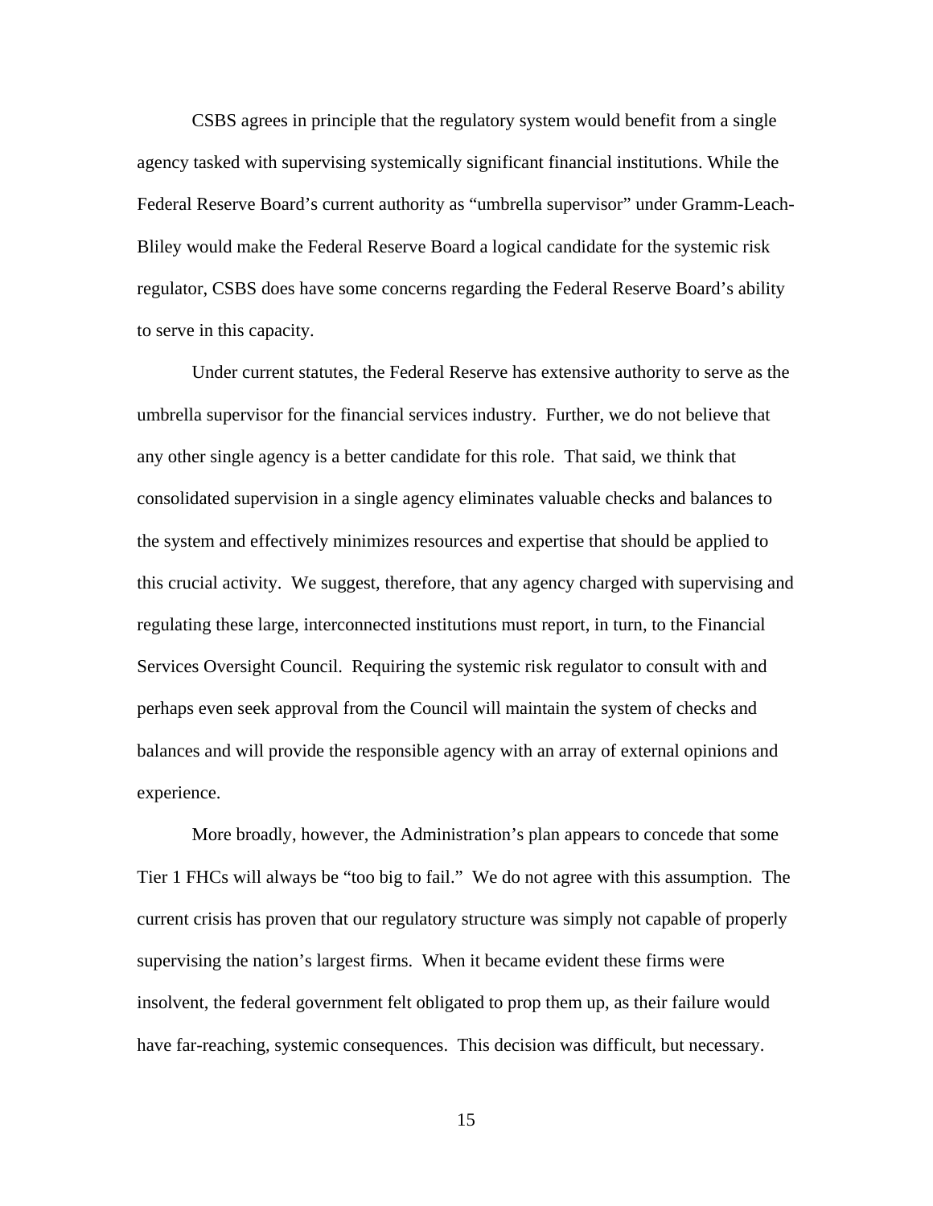CSBS agrees in principle that the regulatory system would benefit from a single agency tasked with supervising systemically significant financial institutions. While the Federal Reserve Board's current authority as "umbrella supervisor" under Gramm-Leach-Bliley would make the Federal Reserve Board a logical candidate for the systemic risk regulator, CSBS does have some concerns regarding the Federal Reserve Board's ability to serve in this capacity.

Under current statutes, the Federal Reserve has extensive authority to serve as the umbrella supervisor for the financial services industry. Further, we do not believe that any other single agency is a better candidate for this role. That said, we think that consolidated supervision in a single agency eliminates valuable checks and balances to the system and effectively minimizes resources and expertise that should be applied to this crucial activity. We suggest, therefore, that any agency charged with supervising and regulating these large, interconnected institutions must report, in turn, to the Financial Services Oversight Council. Requiring the systemic risk regulator to consult with and perhaps even seek approval from the Council will maintain the system of checks and balances and will provide the responsible agency with an array of external opinions and experience.

More broadly, however, the Administration's plan appears to concede that some Tier 1 FHCs will always be "too big to fail." We do not agree with this assumption. The current crisis has proven that our regulatory structure was simply not capable of properly supervising the nation's largest firms. When it became evident these firms were insolvent, the federal government felt obligated to prop them up, as their failure would have far-reaching, systemic consequences. This decision was difficult, but necessary.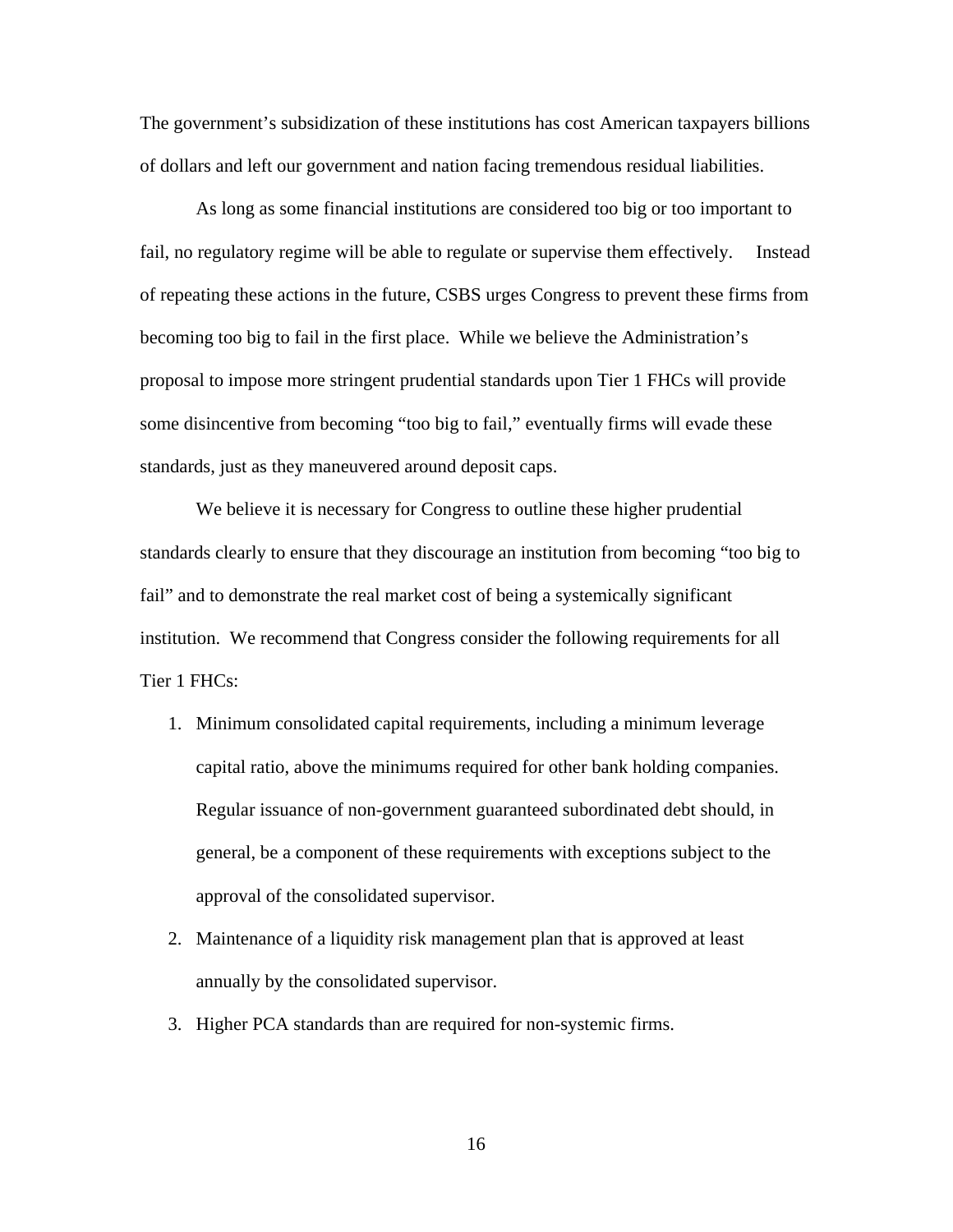The government's subsidization of these institutions has cost American taxpayers billions of dollars and left our government and nation facing tremendous residual liabilities.

As long as some financial institutions are considered too big or too important to fail, no regulatory regime will be able to regulate or supervise them effectively. Instead of repeating these actions in the future, CSBS urges Congress to prevent these firms from becoming too big to fail in the first place. While we believe the Administration's proposal to impose more stringent prudential standards upon Tier 1 FHCs will provide some disincentive from becoming "too big to fail," eventually firms will evade these standards, just as they maneuvered around deposit caps.

We believe it is necessary for Congress to outline these higher prudential standards clearly to ensure that they discourage an institution from becoming "too big to fail" and to demonstrate the real market cost of being a systemically significant institution. We recommend that Congress consider the following requirements for all Tier 1 FHCs:

1. Minimum consolidated capital requirements, including a minimum leverage capital ratio, above the minimums required for other bank holding companies. Regular issuance of non-government guaranteed subordinated debt should, in general, be a component of these requirements with exceptions subject to the approval of the consolidated supervisor.
2. Maintenance of a liquidity risk management plan that is approved at least annually by the consolidated supervisor.
3. Higher PCA standards than are required for non-systemic firms.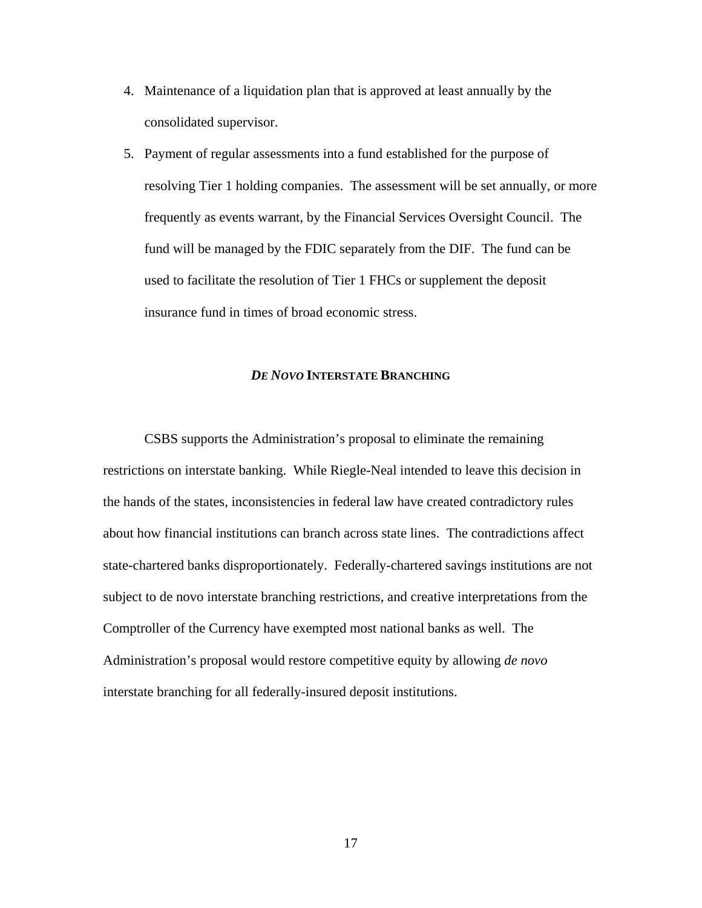4. Maintenance of a liquidation plan that is approved at least annually by the consolidated supervisor.
5. Payment of regular assessments into a fund established for the purpose of resolving Tier 1 holding companies. The assessment will be set annually, or more frequently as events warrant, by the Financial Services Oversight Council. The fund will be managed by the FDIC separately from the DIF. The fund can be used to facilitate the resolution of Tier 1 FHCs or supplement the deposit insurance fund in times of broad economic stress.

## *DE NOVO* INTERSTATE BRANCHING

CSBS supports the Administration's proposal to eliminate the remaining restrictions on interstate banking. While Riegle-Neal intended to leave this decision in the hands of the states, inconsistencies in federal law have created contradictory rules about how financial institutions can branch across state lines. The contradictions affect state-chartered banks disproportionately. Federally-chartered savings institutions are not subject to de novo interstate branching restrictions, and creative interpretations from the Comptroller of the Currency have exempted most national banks as well. The Administration's proposal would restore competitive equity by allowing *de novo* interstate branching for all federally-insured deposit institutions.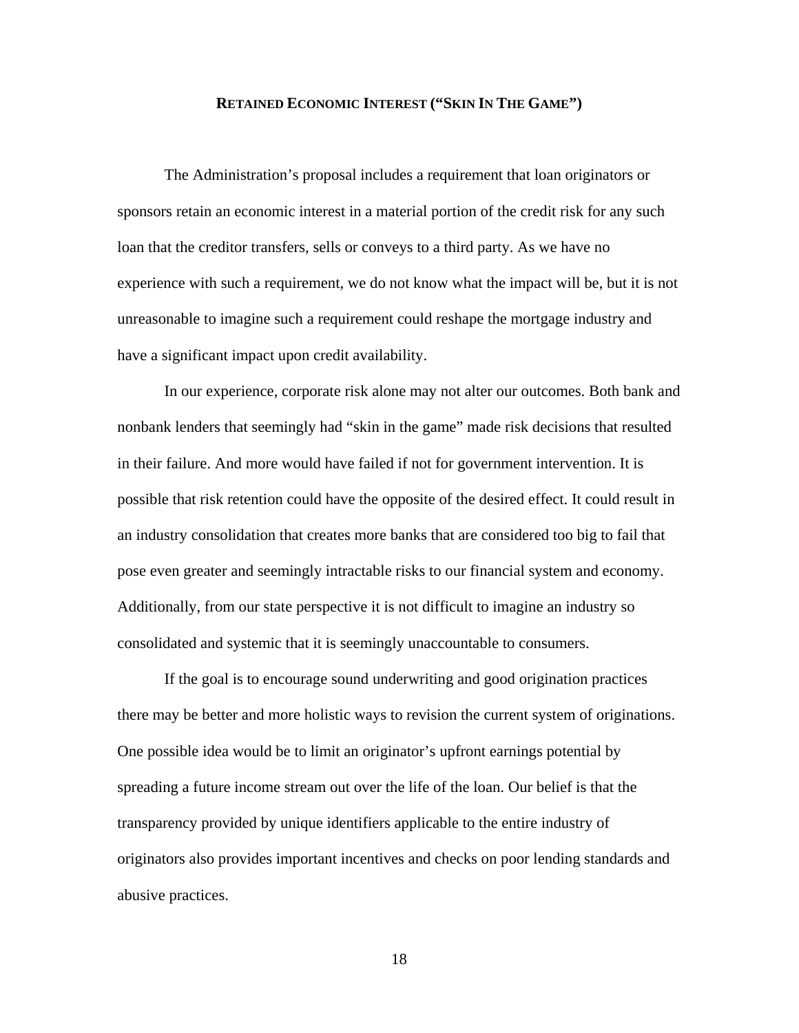## RETAINED ECONOMIC INTEREST ("SKIN IN THE GAME")

The Administration's proposal includes a requirement that loan originators or sponsors retain an economic interest in a material portion of the credit risk for any such loan that the creditor transfers, sells or conveys to a third party. As we have no experience with such a requirement, we do not know what the impact will be, but it is not unreasonable to imagine such a requirement could reshape the mortgage industry and have a significant impact upon credit availability.

In our experience, corporate risk alone may not alter our outcomes. Both bank and nonbank lenders that seemingly had "skin in the game" made risk decisions that resulted in their failure. And more would have failed if not for government intervention. It is possible that risk retention could have the opposite of the desired effect. It could result in an industry consolidation that creates more banks that are considered too big to fail that pose even greater and seemingly intractable risks to our financial system and economy. Additionally, from our state perspective it is not difficult to imagine an industry so consolidated and systemic that it is seemingly unaccountable to consumers.

If the goal is to encourage sound underwriting and good origination practices there may be better and more holistic ways to revision the current system of originations. One possible idea would be to limit an originator's upfront earnings potential by spreading a future income stream out over the life of the loan. Our belief is that the transparency provided by unique identifiers applicable to the entire industry of originators also provides important incentives and checks on poor lending standards and abusive practices.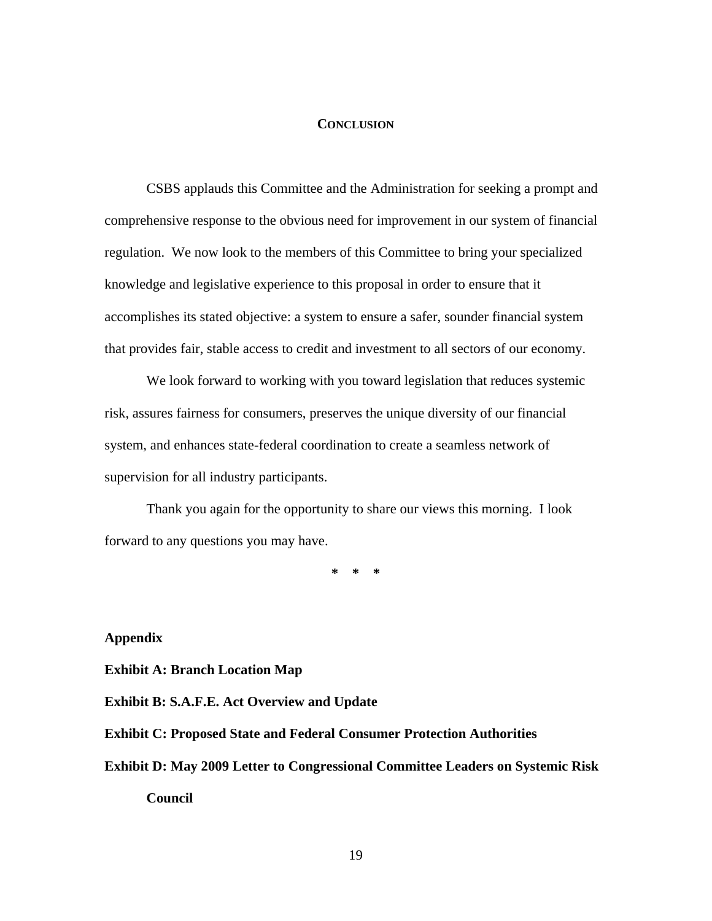## CONCLUSION

CSBS applauds this Committee and the Administration for seeking a prompt and comprehensive response to the obvious need for improvement in our system of financial regulation. We now look to the members of this Committee to bring your specialized knowledge and legislative experience to this proposal in order to ensure that it accomplishes its stated objective: a system to ensure a safer, sounder financial system that provides fair, stable access to credit and investment to all sectors of our economy.

We look forward to working with you toward legislation that reduces systemic risk, assures fairness for consumers, preserves the unique diversity of our financial system, and enhances state-federal coordination to create a seamless network of supervision for all industry participants.

Thank you again for the opportunity to share our views this morning. I look forward to any questions you may have.

\* \* \*

**Appendix**

**Exhibit A: Branch Location Map**

**Exhibit B: S.A.F.E. Act Overview and Update**

**Exhibit C: Proposed State and Federal Consumer Protection Authorities**

**Exhibit D: May 2009 Letter to Congressional Committee Leaders on Systemic Risk Council**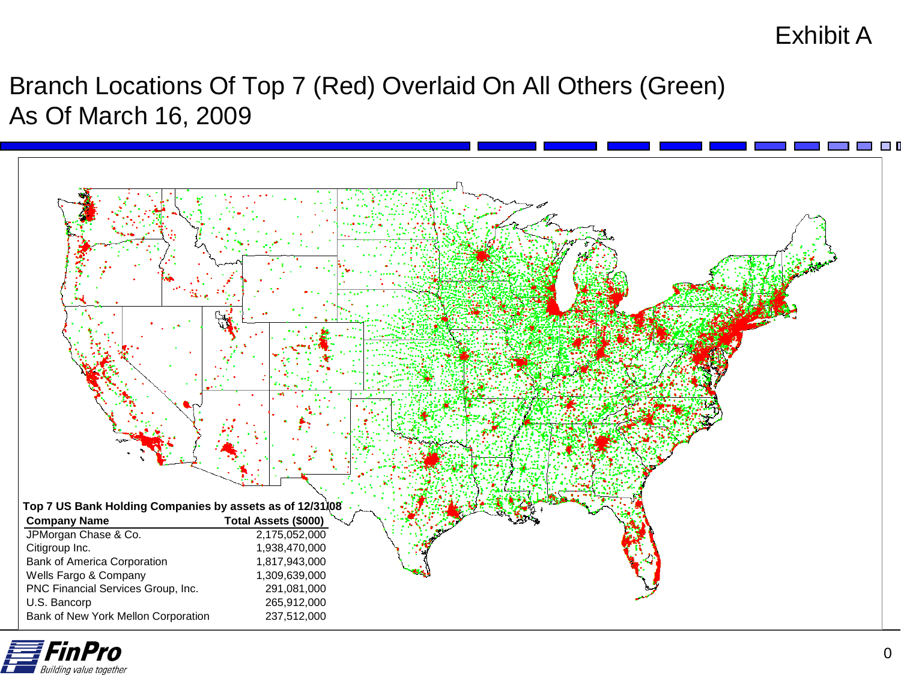Exhibit A

# Branch Locations Of Top 7 (Red) Overlaid On All Others (Green) As Of March 16, 2009

**Top 7 US Bank Holding Companies by assets as of 12/31/08**

| Company Name | Total Assets ($000) |
| --- | --- |
| JPMorgan Chase & Co. | 2,175,052,000 |
| Citigroup Inc. | 1,938,470,000 |
| Bank of America Corporation | 1,817,943,000 |
| Wells Fargo & Company | 1,309,639,000 |
| PNC Financial Services Group, Inc. | 291,081,000 |
| U.S. Bancorp | 265,912,000 |
| Bank of New York Mellon Corporation | 237,512,000 |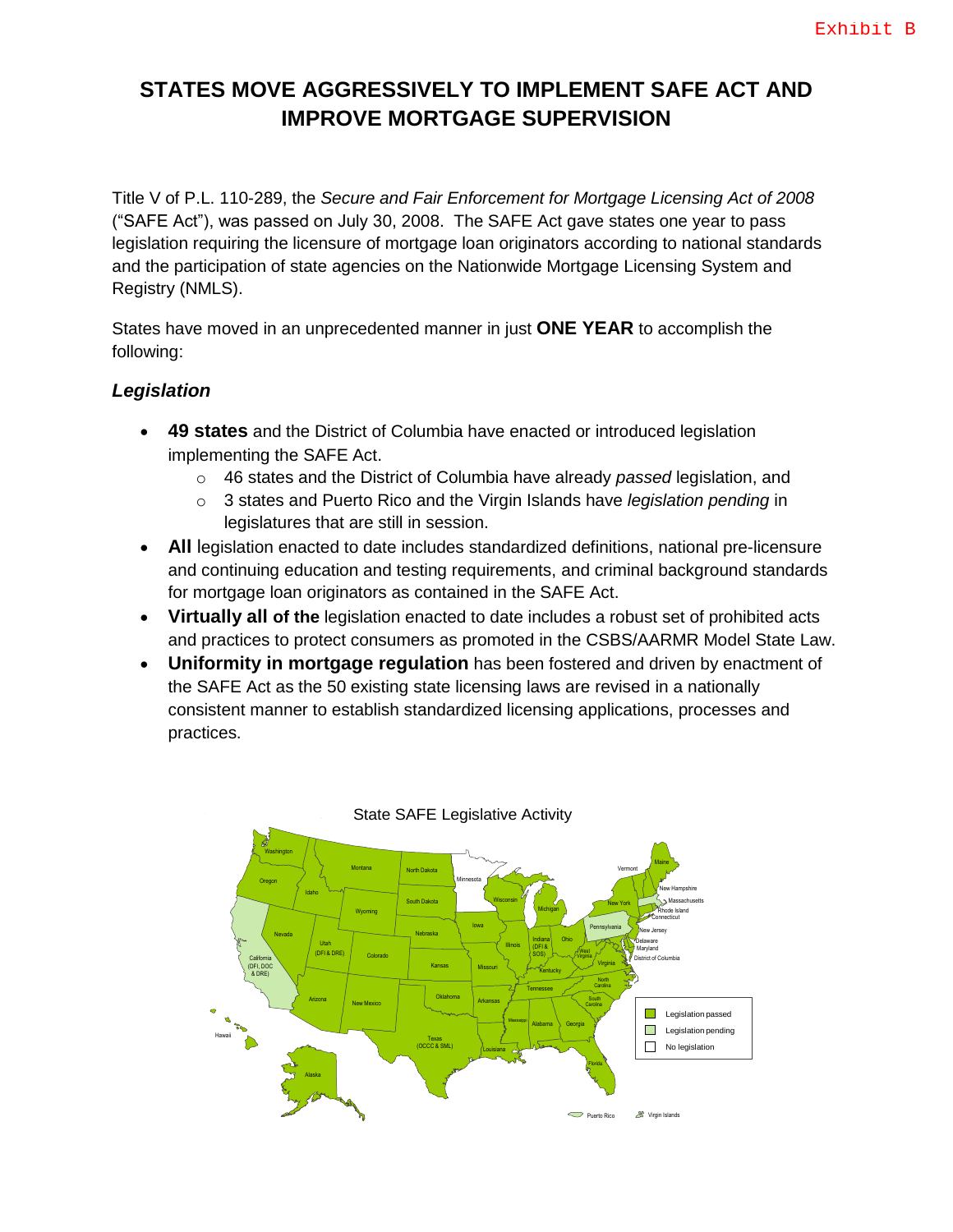Exhibit B

# STATES MOVE AGGRESSIVELY TO IMPLEMENT SAFE ACT AND IMPROVE MORTGAGE SUPERVISION

Title V of P.L. 110-289, the *Secure and Fair Enforcement for Mortgage Licensing Act of 2008* ("SAFE Act"), was passed on July 30, 2008. The SAFE Act gave states one year to pass legislation requiring the licensure of mortgage loan originators according to national standards and the participation of state agencies on the Nationwide Mortgage Licensing System and Registry (NMLS).

States have moved in an unprecedented manner in just **ONE YEAR** to accomplish the following:

### *Legislation*

- **49 states** and the District of Columbia have enacted or introduced legislation implementing the SAFE Act.
  - 46 states and the District of Columbia have already *passed* legislation, and
  - 3 states and Puerto Rico and the Virgin Islands have *legislation pending* in legislatures that are still in session.
- **All** legislation enacted to date includes standardized definitions, national pre-licensure and continuing education and testing requirements, and criminal background standards for mortgage loan originators as contained in the SAFE Act.
- **Virtually all of the** legislation enacted to date includes a robust set of prohibited acts and practices to protect consumers as promoted in the CSBS/AARMR Model State Law.
- **Uniformity in mortgage regulation** has been fostered and driven by enactment of the SAFE Act as the 50 existing state licensing laws are revised in a nationally consistent manner to establish standardized licensing applications, processes and practices.

State SAFE Legislative Activity

Legend: Legislation passed; Legislation pending; No legislation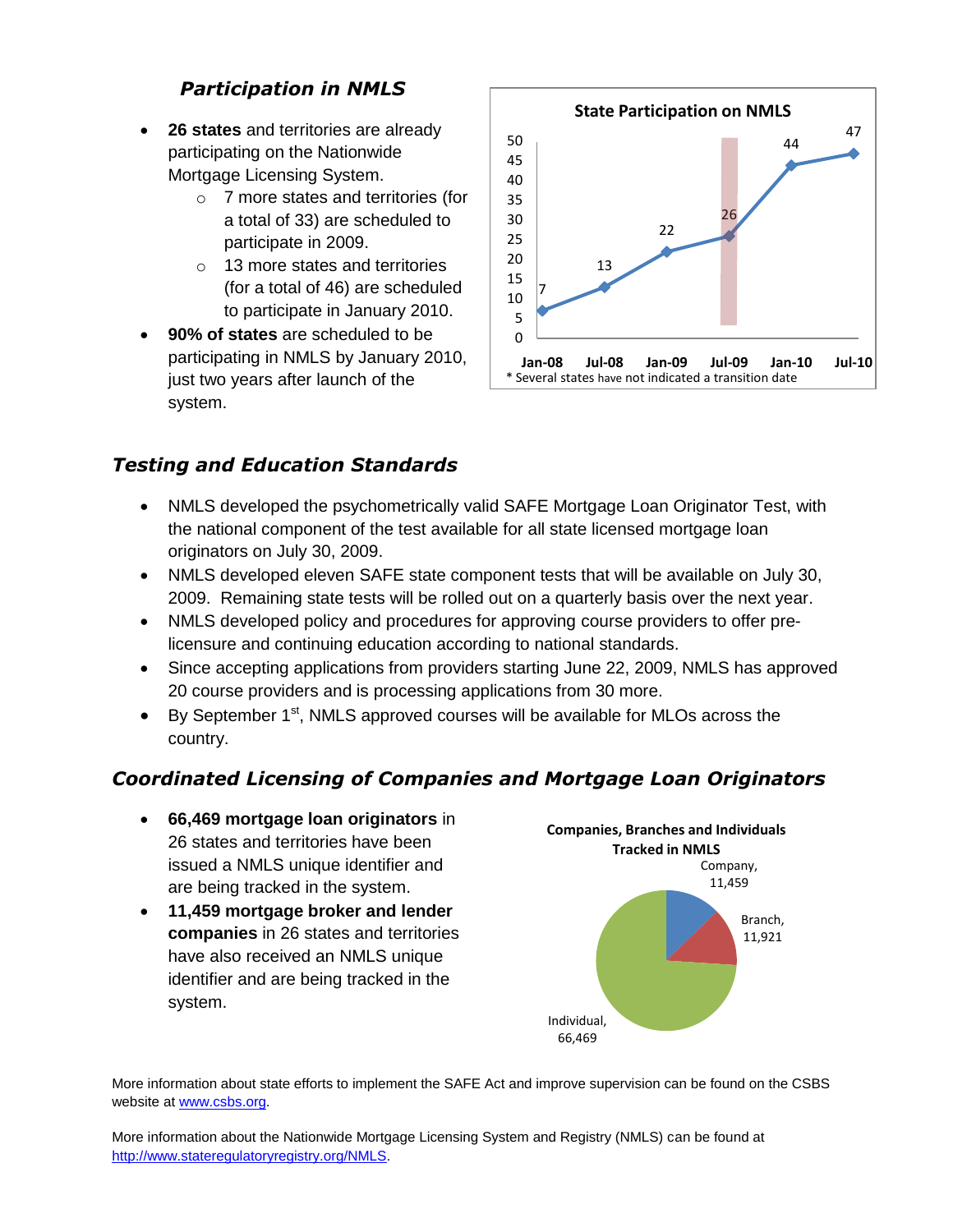## *Participation in NMLS*

- **26 states** and territories are already participating on the Nationwide Mortgage Licensing System.
  - 7 more states and territories (for a total of 33) are scheduled to participate in 2009.
  - 13 more states and territories (for a total of 46) are scheduled to participate in January 2010.
- **90% of states** are scheduled to be participating in NMLS by January 2010, just two years after launch of the system.

**State Participation on NMLS**

| Date | States |
|---|---|
| Jan-08 | 7 |
| Jul-08 | 13 |
| Jan-09 | 22 |
| Jul-09 | 26 |
| Jan-10 | 44 |
| Jul-10 | 47 |

\* Several states have not indicated a transition date

## *Testing and Education Standards*

- NMLS developed the psychometrically valid SAFE Mortgage Loan Originator Test, with the national component of the test available for all state licensed mortgage loan originators on July 30, 2009.
- NMLS developed eleven SAFE state component tests that will be available on July 30, 2009. Remaining state tests will be rolled out on a quarterly basis over the next year.
- NMLS developed policy and procedures for approving course providers to offer pre-licensure and continuing education according to national standards.
- Since accepting applications from providers starting June 22, 2009, NMLS has approved 20 course providers and is processing applications from 30 more.
- By September 1st, NMLS approved courses will be available for MLOs across the country.

## *Coordinated Licensing of Companies and Mortgage Loan Originators*

- **66,469 mortgage loan originators** in 26 states and territories have been issued a NMLS unique identifier and are being tracked in the system.
- **11,459 mortgage broker and lender companies** in 26 states and territories have also received an NMLS unique identifier and are being tracked in the system.

**Companies, Branches and Individuals Tracked in NMLS**

| Category | Count |
|---|---|
| Company | 11,459 |
| Branch | 11,921 |
| Individual | 66,469 |

More information about state efforts to implement the SAFE Act and improve supervision can be found on the CSBS website at www.csbs.org.

More information about the Nationwide Mortgage Licensing System and Registry (NMLS) can be found at http://www.stateregulatoryregistry.org/NMLS.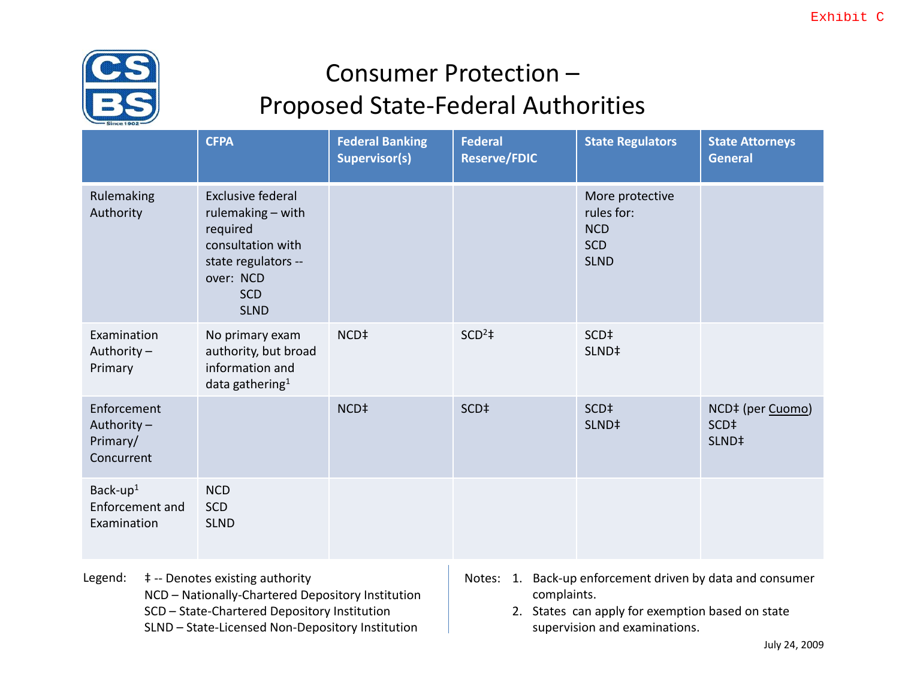Exhibit C

# Consumer Protection – Proposed State-Federal Authorities

| | CFPA | Federal Banking Supervisor(s) | Federal Reserve/FDIC | State Regulators | State Attorneys General |
|---|---|---|---|---|---|
| Rulemaking Authority | Exclusive federal rulemaking – with required consultation with state regulators -- over: NCD SCD SLND | | | More protective rules for: NCD SCD SLND | |
| Examination Authority – Primary | No primary exam authority, but broad information and data gathering[1] | NCD‡ | SCD[2]‡ | SCD‡ SLND‡ | |
| Enforcement Authority – Primary/ Concurrent | | NCD‡ | SCD‡ | SCD‡ SLND‡ | NCD‡ (per Cuomo) SCD‡ SLND‡ |
| Back-up[1] Enforcement and Examination | NCD SCD SLND | | | | |

Legend:
- ‡ -- Denotes existing authority
- NCD – Nationally-Chartered Depository Institution
- SCD – State-Chartered Depository Institution
- SLND – State-Licensed Non-Depository Institution

Notes:
1. Back-up enforcement driven by data and consumer complaints.
2. States can apply for exemption based on state supervision and examinations.

July 24, 2009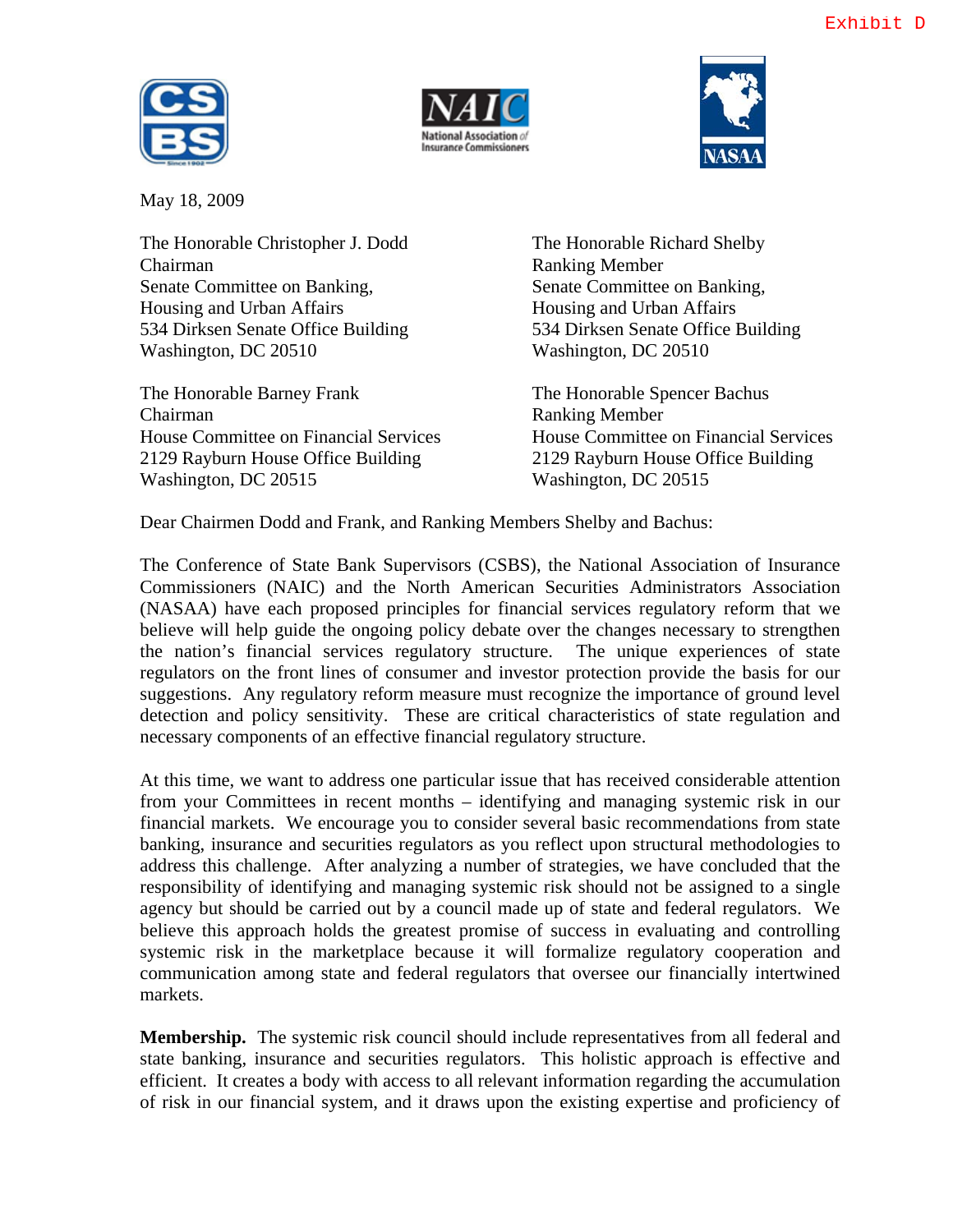Exhibit D

May 18, 2009

The Honorable Christopher J. Dodd
Chairman
Senate Committee on Banking,
Housing and Urban Affairs
534 Dirksen Senate Office Building
Washington, DC 20510

The Honorable Richard Shelby
Ranking Member
Senate Committee on Banking,
Housing and Urban Affairs
534 Dirksen Senate Office Building
Washington, DC 20510

The Honorable Barney Frank
Chairman
House Committee on Financial Services
2129 Rayburn House Office Building
Washington, DC 20515

The Honorable Spencer Bachus
Ranking Member
House Committee on Financial Services
2129 Rayburn House Office Building
Washington, DC 20515

Dear Chairmen Dodd and Frank, and Ranking Members Shelby and Bachus:

The Conference of State Bank Supervisors (CSBS), the National Association of Insurance Commissioners (NAIC) and the North American Securities Administrators Association (NASAA) have each proposed principles for financial services regulatory reform that we believe will help guide the ongoing policy debate over the changes necessary to strengthen the nation's financial services regulatory structure. The unique experiences of state regulators on the front lines of consumer and investor protection provide the basis for our suggestions. Any regulatory reform measure must recognize the importance of ground level detection and policy sensitivity. These are critical characteristics of state regulation and necessary components of an effective financial regulatory structure.

At this time, we want to address one particular issue that has received considerable attention from your Committees in recent months – identifying and managing systemic risk in our financial markets. We encourage you to consider several basic recommendations from state banking, insurance and securities regulators as you reflect upon structural methodologies to address this challenge. After analyzing a number of strategies, we have concluded that the responsibility of identifying and managing systemic risk should not be assigned to a single agency but should be carried out by a council made up of state and federal regulators. We believe this approach holds the greatest promise of success in evaluating and controlling systemic risk in the marketplace because it will formalize regulatory cooperation and communication among state and federal regulators that oversee our financially intertwined markets.

**Membership.** The systemic risk council should include representatives from all federal and state banking, insurance and securities regulators. This holistic approach is effective and efficient. It creates a body with access to all relevant information regarding the accumulation of risk in our financial system, and it draws upon the existing expertise and proficiency of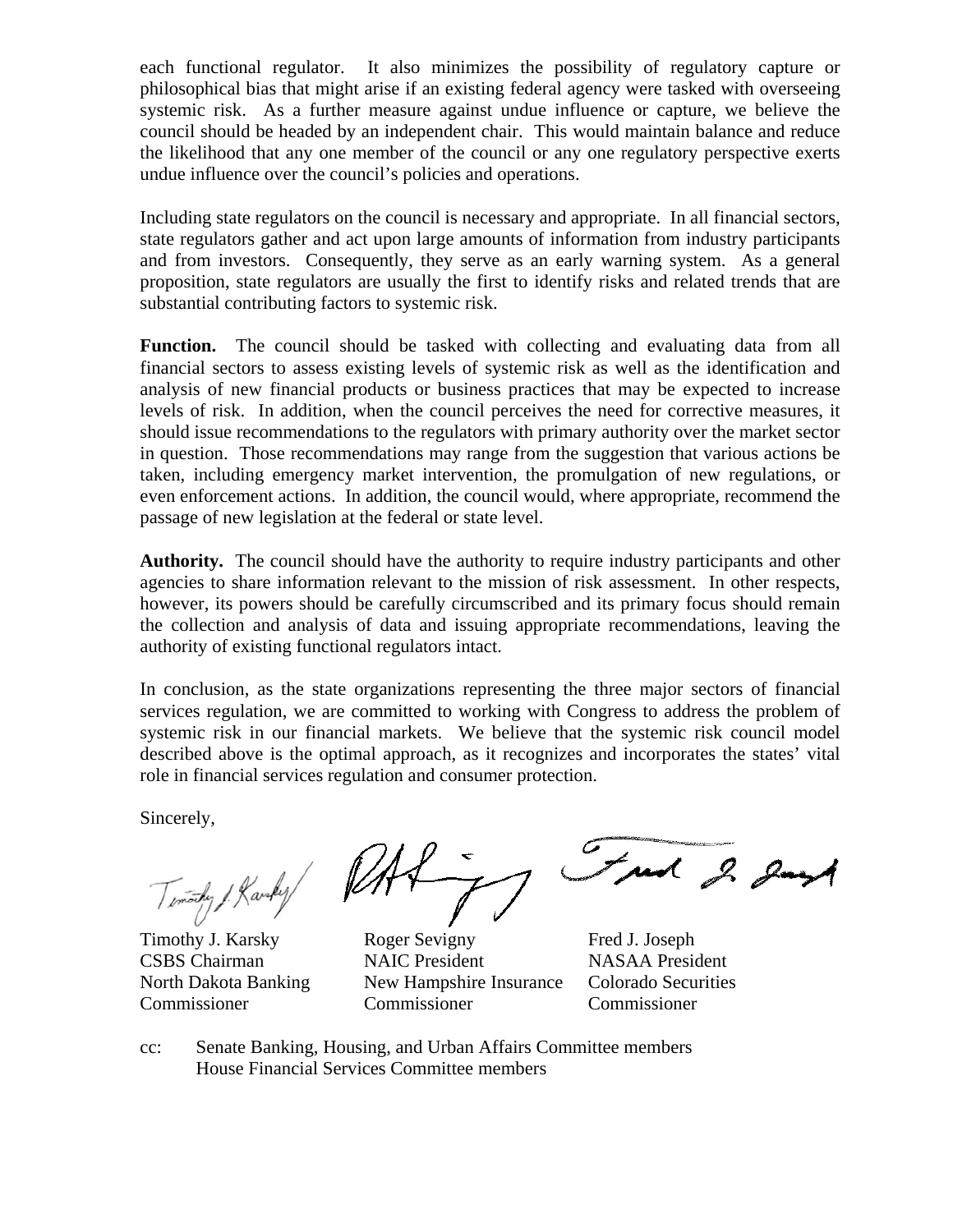each functional regulator. It also minimizes the possibility of regulatory capture or philosophical bias that might arise if an existing federal agency were tasked with overseeing systemic risk. As a further measure against undue influence or capture, we believe the council should be headed by an independent chair. This would maintain balance and reduce the likelihood that any one member of the council or any one regulatory perspective exerts undue influence over the council's policies and operations.

Including state regulators on the council is necessary and appropriate. In all financial sectors, state regulators gather and act upon large amounts of information from industry participants and from investors. Consequently, they serve as an early warning system. As a general proposition, state regulators are usually the first to identify risks and related trends that are substantial contributing factors to systemic risk.

**Function.** The council should be tasked with collecting and evaluating data from all financial sectors to assess existing levels of systemic risk as well as the identification and analysis of new financial products or business practices that may be expected to increase levels of risk. In addition, when the council perceives the need for corrective measures, it should issue recommendations to the regulators with primary authority over the market sector in question. Those recommendations may range from the suggestion that various actions be taken, including emergency market intervention, the promulgation of new regulations, or even enforcement actions. In addition, the council would, where appropriate, recommend the passage of new legislation at the federal or state level.

**Authority.** The council should have the authority to require industry participants and other agencies to share information relevant to the mission of risk assessment. In other respects, however, its powers should be carefully circumscribed and its primary focus should remain the collection and analysis of data and issuing appropriate recommendations, leaving the authority of existing functional regulators intact.

In conclusion, as the state organizations representing the three major sectors of financial services regulation, we are committed to working with Congress to address the problem of systemic risk in our financial markets. We believe that the systemic risk council model described above is the optimal approach, as it recognizes and incorporates the states' vital role in financial services regulation and consumer protection.

Sincerely,

| | | |
|---|---|---|
| Timothy J. Karsky | Roger Sevigny | Fred J. Joseph |
| CSBS Chairman | NAIC President | NASAA President |
| North Dakota Banking Commissioner | New Hampshire Insurance Commissioner | Colorado Securities Commissioner |

cc: Senate Banking, Housing, and Urban Affairs Committee members
House Financial Services Committee members